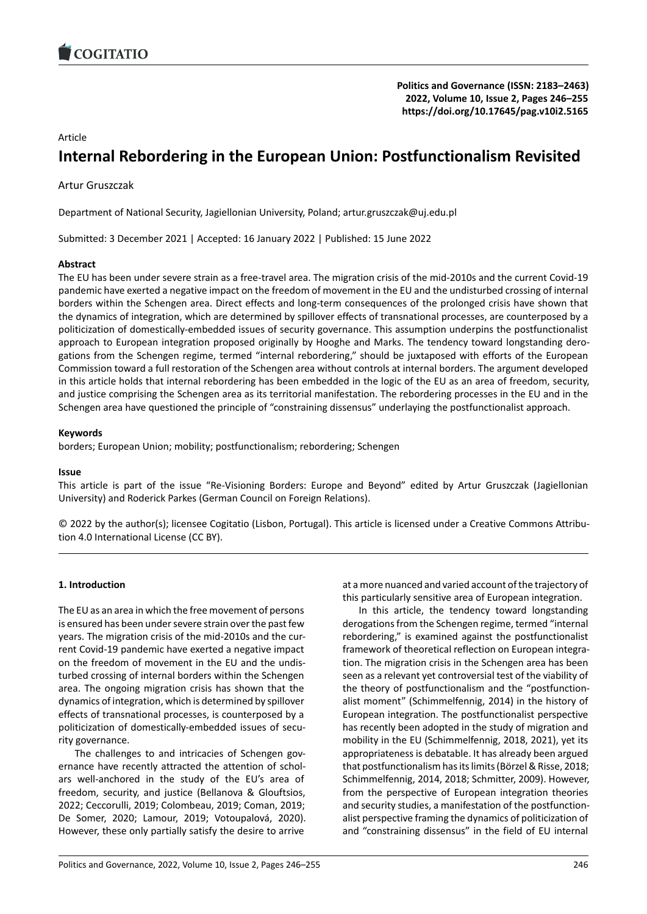Article

# Internal Rebordering in the European Union: Postfunctionalism Revisited

Artur Gruszczak

Department of National Security, Jagiellonian University, Poland; artur.gruszczak@uj.edu.pl

Submitted: 3 December 2021 | Accepted: 16 January 2022 | Published: 15 June 2022

**Abstract**

The EU has been under severe strain as a free-travel area. The migration crisis of the mid-2010s and the current Covid-19 pandemic have exerted a negative impact on the freedom of movement in the EU and the undisturbed crossing of internal borders within the Schengen area. Direct effects and long-term consequences of the prolonged crisis have shown that the dynamics of integration, which are determined by spillover effects of transnational processes, are counterposed by a politicization of domestically-embedded issues of security governance. This assumption underpins the postfunctionalist approach to European integration proposed originally by Hooghe and Marks. The tendency toward longstanding derogations from the Schengen regime, termed "internal rebordering," should be juxtaposed with efforts of the European Commission toward a full restoration of the Schengen area without controls at internal borders. The argument developed in this article holds that internal rebordering has been embedded in the logic of the EU as an area of freedom, security, and justice comprising the Schengen area as its territorial manifestation. The rebordering processes in the EU and in the Schengen area have questioned the principle of "constraining dissensus" underlaying the postfunctionalist approach.

**Keywords**

borders; European Union; mobility; postfunctionalism; rebordering; Schengen

**Issue**

This article is part of the issue "Re-Visioning Borders: Europe and Beyond" edited by Artur Gruszczak (Jagiellonian University) and Roderick Parkes (German Council on Foreign Relations).

© 2022 by the author(s); licensee Cogitatio (Lisbon, Portugal). This article is licensed under a Creative Commons Attribution 4.0 International License (CC BY).

## 1. Introduction

The EU as an area in which the free movement of persons is ensured has been under severe strain over the past few years. The migration crisis of the mid-2010s and the current Covid-19 pandemic have exerted a negative impact on the freedom of movement in the EU and the undisturbed crossing of internal borders within the Schengen area. The ongoing migration crisis has shown that the dynamics of integration, which is determined by spillover effects of transnational processes, is counterposed by a politicization of domestically-embedded issues of security governance.

The challenges to and intricacies of Schengen governance have recently attracted the attention of scholars well-anchored in the study of the EU's area of freedom, security, and justice (Bellanova & Glouftsios, 2022; Ceccorulli, 2019; Colombeau, 2019; Coman, 2019; De Somer, 2020; Lamour, 2019; Votoupalová, 2020). However, these only partially satisfy the desire to arrive at a more nuanced and varied account of the trajectory of this particularly sensitive area of European integration.

In this article, the tendency toward longstanding derogations from the Schengen regime, termed "internal rebordering," is examined against the postfunctionalist framework of theoretical reflection on European integration. The migration crisis in the Schengen area has been seen as a relevant yet controversial test of the viability of the theory of postfunctionalism and the "postfunctionalist moment" (Schimmelfennig, 2014) in the history of European integration. The postfunctionalist perspective has recently been adopted in the study of migration and mobility in the EU (Schimmelfennig, 2018, 2021), yet its appropriateness is debatable. It has already been argued that postfunctionalism has its limits (Börzel & Risse, 2018; Schimmelfennig, 2014, 2018; Schmitter, 2009). However, from the perspective of European integration theories and security studies, a manifestation of the postfunctionalist perspective framing the dynamics of politicization of and "constraining dissensus" in the field of EU internal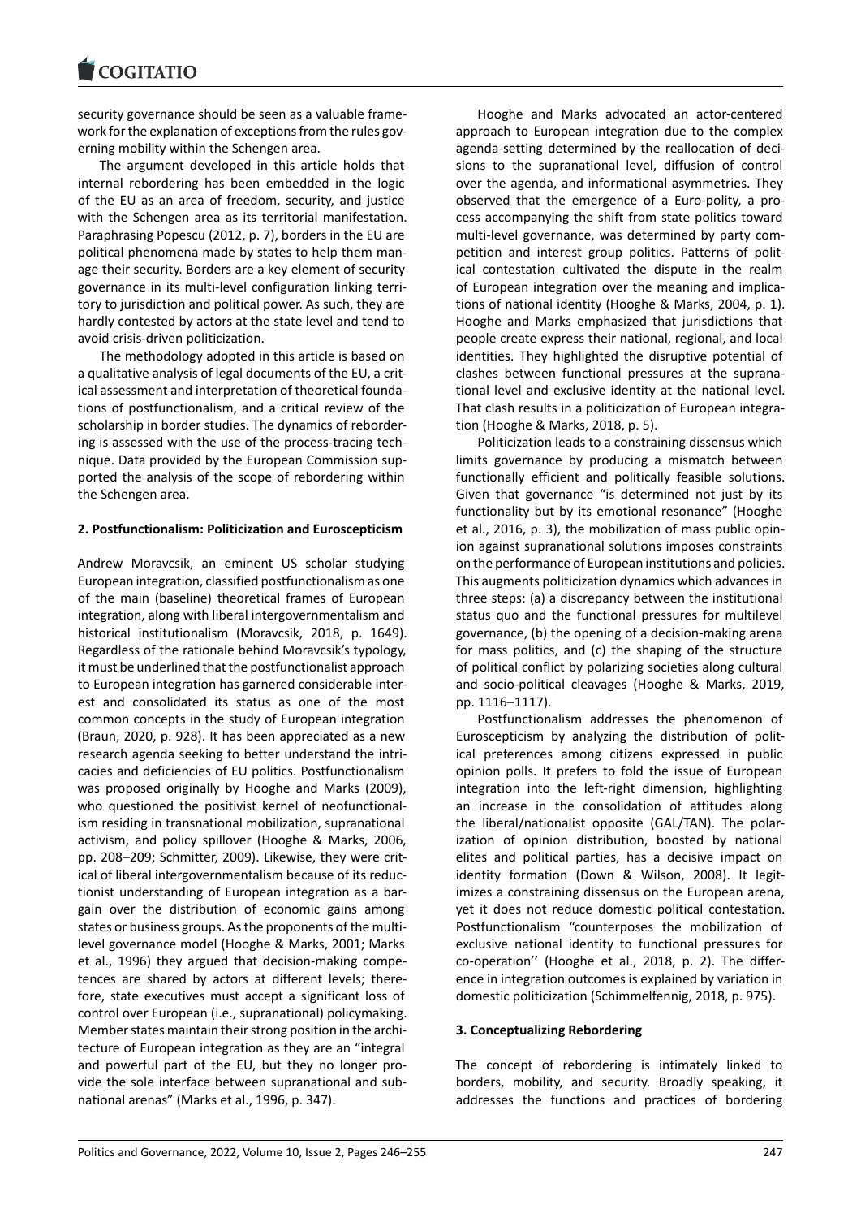security governance should be seen as a valuable framework for the explanation of exceptions from the rules governing mobility within the Schengen area.

The argument developed in this article holds that internal rebordering has been embedded in the logic of the EU as an area of freedom, security, and justice with the Schengen area as its territorial manifestation. Paraphrasing Popescu (2012, p. 7), borders in the EU are political phenomena made by states to help them manage their security. Borders are a key element of security governance in its multi-level configuration linking territory to jurisdiction and political power. As such, they are hardly contested by actors at the state level and tend to avoid crisis-driven politicization.

The methodology adopted in this article is based on a qualitative analysis of legal documents of the EU, a critical assessment and interpretation of theoretical foundations of postfunctionalism, and a critical review of the scholarship in border studies. The dynamics of rebordering is assessed with the use of the process-tracing technique. Data provided by the European Commission supported the analysis of the scope of rebordering within the Schengen area.

## 2. Postfunctionalism: Politicization and Euroscepticism

Andrew Moravcsik, an eminent US scholar studying European integration, classified postfunctionalism as one of the main (baseline) theoretical frames of European integration, along with liberal intergovernmentalism and historical institutionalism (Moravcsik, 2018, p. 1649). Regardless of the rationale behind Moravcsik's typology, it must be underlined that the postfunctionalist approach to European integration has garnered considerable interest and consolidated its status as one of the most common concepts in the study of European integration (Braun, 2020, p. 928). It has been appreciated as a new research agenda seeking to better understand the intricacies and deficiencies of EU politics. Postfunctionalism was proposed originally by Hooghe and Marks (2009), who questioned the positivist kernel of neofunctionalism residing in transnational mobilization, supranational activism, and policy spillover (Hooghe & Marks, 2006, pp. 208–209; Schmitter, 2009). Likewise, they were critical of liberal intergovernmentalism because of its reductionist understanding of European integration as a bargain over the distribution of economic gains among states or business groups. As the proponents of the multi-level governance model (Hooghe & Marks, 2001; Marks et al., 1996) they argued that decision-making competences are shared by actors at different levels; therefore, state executives must accept a significant loss of control over European (i.e., supranational) policymaking. Member states maintain their strong position in the architecture of European integration as they are an "integral and powerful part of the EU, but they no longer provide the sole interface between supranational and subnational arenas" (Marks et al., 1996, p. 347).

Hooghe and Marks advocated an actor-centered approach to European integration due to the complex agenda-setting determined by the reallocation of decisions to the supranational level, diffusion of control over the agenda, and informational asymmetries. They observed that the emergence of a Euro-polity, a process accompanying the shift from state politics toward multi-level governance, was determined by party competition and interest group politics. Patterns of political contestation cultivated the dispute in the realm of European integration over the meaning and implications of national identity (Hooghe & Marks, 2004, p. 1). Hooghe and Marks emphasized that jurisdictions that people create express their national, regional, and local identities. They highlighted the disruptive potential of clashes between functional pressures at the supranational level and exclusive identity at the national level. That clash results in a politicization of European integration (Hooghe & Marks, 2018, p. 5).

Politicization leads to a constraining dissensus which limits governance by producing a mismatch between functionally efficient and politically feasible solutions. Given that governance "is determined not just by its functionality but by its emotional resonance" (Hooghe et al., 2016, p. 3), the mobilization of mass public opinion against supranational solutions imposes constraints on the performance of European institutions and policies. This augments politicization dynamics which advances in three steps: (a) a discrepancy between the institutional status quo and the functional pressures for multilevel governance, (b) the opening of a decision-making arena for mass politics, and (c) the shaping of the structure of political conflict by polarizing societies along cultural and socio-political cleavages (Hooghe & Marks, 2019, pp. 1116–1117).

Postfunctionalism addresses the phenomenon of Euroscepticism by analyzing the distribution of political preferences among citizens expressed in public opinion polls. It prefers to fold the issue of European integration into the left-right dimension, highlighting an increase in the consolidation of attitudes along the liberal/nationalist opposite (GAL/TAN). The polarization of opinion distribution, boosted by national elites and political parties, has a decisive impact on identity formation (Down & Wilson, 2008). It legitimizes a constraining dissensus on the European arena, yet it does not reduce domestic political contestation. Postfunctionalism "counterposes the mobilization of exclusive national identity to functional pressures for co-operation'' (Hooghe et al., 2018, p. 2). The difference in integration outcomes is explained by variation in domestic politicization (Schimmelfennig, 2018, p. 975).

## 3. Conceptualizing Rebordering

The concept of rebordering is intimately linked to borders, mobility, and security. Broadly speaking, it addresses the functions and practices of bordering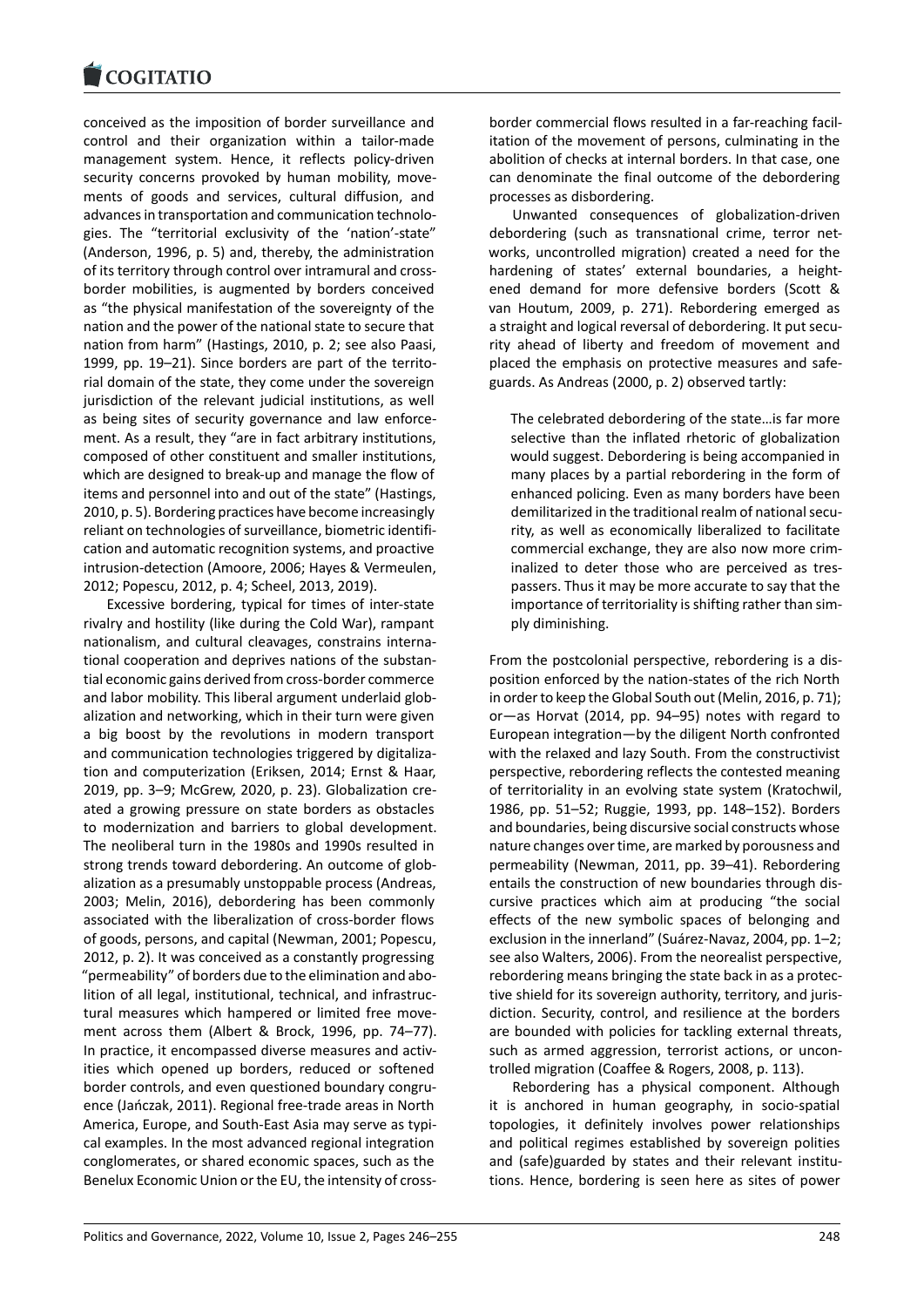conceived as the imposition of border surveillance and control and their organization within a tailor-made management system. Hence, it reflects policy-driven security concerns provoked by human mobility, movements of goods and services, cultural diffusion, and advances in transportation and communication technologies. The "territorial exclusivity of the 'nation'-state" (Anderson, 1996, p. 5) and, thereby, the administration of its territory through control over intramural and cross-border mobilities, is augmented by borders conceived as "the physical manifestation of the sovereignty of the nation and the power of the national state to secure that nation from harm" (Hastings, 2010, p. 2; see also Paasi, 1999, pp. 19–21). Since borders are part of the territorial domain of the state, they come under the sovereign jurisdiction of the relevant judicial institutions, as well as being sites of security governance and law enforcement. As a result, they "are in fact arbitrary institutions, composed of other constituent and smaller institutions, which are designed to break-up and manage the flow of items and personnel into and out of the state" (Hastings, 2010, p. 5). Bordering practices have become increasingly reliant on technologies of surveillance, biometric identification and automatic recognition systems, and proactive intrusion-detection (Amoore, 2006; Hayes & Vermeulen, 2012; Popescu, 2012, p. 4; Scheel, 2013, 2019).

Excessive bordering, typical for times of inter-state rivalry and hostility (like during the Cold War), rampant nationalism, and cultural cleavages, constrains international cooperation and deprives nations of the substantial economic gains derived from cross-border commerce and labor mobility. This liberal argument underlaid globalization and networking, which in their turn were given a big boost by the revolutions in modern transport and communication technologies triggered by digitalization and computerization (Eriksen, 2014; Ernst & Haar, 2019, pp. 3–9; McGrew, 2020, p. 23). Globalization created a growing pressure on state borders as obstacles to modernization and barriers to global development. The neoliberal turn in the 1980s and 1990s resulted in strong trends toward debordering. An outcome of globalization as a presumably unstoppable process (Andreas, 2003; Melin, 2016), debordering has been commonly associated with the liberalization of cross-border flows of goods, persons, and capital (Newman, 2001; Popescu, 2012, p. 2). It was conceived as a constantly progressing "permeability" of borders due to the elimination and abolition of all legal, institutional, technical, and infrastructural measures which hampered or limited free movement across them (Albert & Brock, 1996, pp. 74–77). In practice, it encompassed diverse measures and activities which opened up borders, reduced or softened border controls, and even questioned boundary congruence (Jańczak, 2011). Regional free-trade areas in North America, Europe, and South-East Asia may serve as typical examples. In the most advanced regional integration conglomerates, or shared economic spaces, such as the Benelux Economic Union or the EU, the intensity of cross-border commercial flows resulted in a far-reaching facilitation of the movement of persons, culminating in the abolition of checks at internal borders. In that case, one can denominate the final outcome of the debordering processes as disbordering.

Unwanted consequences of globalization-driven debordering (such as transnational crime, terror networks, uncontrolled migration) created a need for the hardening of states' external boundaries, a heightened demand for more defensive borders (Scott & van Houtum, 2009, p. 271). Rebordering emerged as a straight and logical reversal of debordering. It put security ahead of liberty and freedom of movement and placed the emphasis on protective measures and safeguards. As Andreas (2000, p. 2) observed tartly:

> The celebrated debordering of the state…is far more selective than the inflated rhetoric of globalization would suggest. Debordering is being accompanied in many places by a partial rebordering in the form of enhanced policing. Even as many borders have been demilitarized in the traditional realm of national security, as well as economically liberalized to facilitate commercial exchange, they are also now more criminalized to deter those who are perceived as trespassers. Thus it may be more accurate to say that the importance of territoriality is shifting rather than simply diminishing.

From the postcolonial perspective, rebordering is a disposition enforced by the nation-states of the rich North in order to keep the Global South out (Melin, 2016, p. 71); or—as Horvat (2014, pp. 94–95) notes with regard to European integration—by the diligent North confronted with the relaxed and lazy South. From the constructivist perspective, rebordering reflects the contested meaning of territoriality in an evolving state system (Kratochwil, 1986, pp. 51–52; Ruggie, 1993, pp. 148–152). Borders and boundaries, being discursive social constructs whose nature changes over time, are marked by porousness and permeability (Newman, 2011, pp. 39–41). Rebordering entails the construction of new boundaries through discursive practices which aim at producing "the social effects of the new symbolic spaces of belonging and exclusion in the innerland" (Suárez-Navaz, 2004, pp. 1–2; see also Walters, 2006). From the neorealist perspective, rebordering means bringing the state back in as a protective shield for its sovereign authority, territory, and jurisdiction. Security, control, and resilience at the borders are bounded with policies for tackling external threats, such as armed aggression, terrorist actions, or uncontrolled migration (Coaffee & Rogers, 2008, p. 113).

Rebordering has a physical component. Although it is anchored in human geography, in socio-spatial topologies, it definitely involves power relationships and political regimes established by sovereign polities and (safe)guarded by states and their relevant institutions. Hence, bordering is seen here as sites of power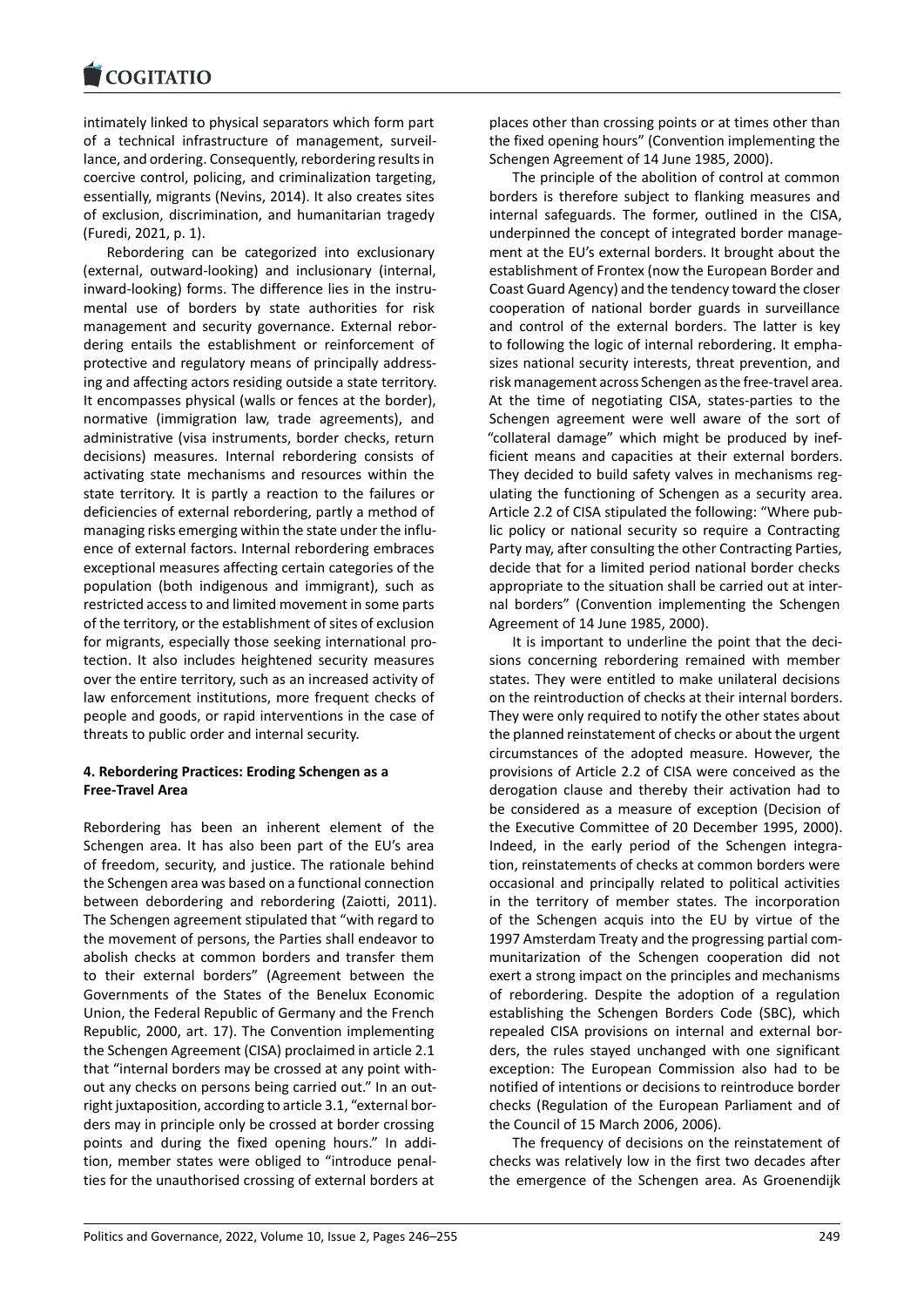intimately linked to physical separators which form part of a technical infrastructure of management, surveillance, and ordering. Consequently, rebordering results in coercive control, policing, and criminalization targeting, essentially, migrants (Nevins, 2014). It also creates sites of exclusion, discrimination, and humanitarian tragedy (Furedi, 2021, p. 1).

Rebordering can be categorized into exclusionary (external, outward-looking) and inclusionary (internal, inward-looking) forms. The difference lies in the instrumental use of borders by state authorities for risk management and security governance. External rebordering entails the establishment or reinforcement of protective and regulatory means of principally addressing and affecting actors residing outside a state territory. It encompasses physical (walls or fences at the border), normative (immigration law, trade agreements), and administrative (visa instruments, border checks, return decisions) measures. Internal rebordering consists of activating state mechanisms and resources within the state territory. It is partly a reaction to the failures or deficiencies of external rebordering, partly a method of managing risks emerging within the state under the influence of external factors. Internal rebordering embraces exceptional measures affecting certain categories of the population (both indigenous and immigrant), such as restricted access to and limited movement in some parts of the territory, or the establishment of sites of exclusion for migrants, especially those seeking international protection. It also includes heightened security measures over the entire territory, such as an increased activity of law enforcement institutions, more frequent checks of people and goods, or rapid interventions in the case of threats to public order and internal security.

## 4. Rebordering Practices: Eroding Schengen as a Free-Travel Area

Rebordering has been an inherent element of the Schengen area. It has also been part of the EU's area of freedom, security, and justice. The rationale behind the Schengen area was based on a functional connection between debordering and rebordering (Zaiotti, 2011). The Schengen agreement stipulated that "with regard to the movement of persons, the Parties shall endeavor to abolish checks at common borders and transfer them to their external borders" (Agreement between the Governments of the States of the Benelux Economic Union, the Federal Republic of Germany and the French Republic, 2000, art. 17). The Convention implementing the Schengen Agreement (CISA) proclaimed in article 2.1 that "internal borders may be crossed at any point without any checks on persons being carried out." In an outright juxtaposition, according to article 3.1, "external borders may in principle only be crossed at border crossing points and during the fixed opening hours." In addition, member states were obliged to "introduce penalties for the unauthorised crossing of external borders at places other than crossing points or at times other than the fixed opening hours" (Convention implementing the Schengen Agreement of 14 June 1985, 2000).

The principle of the abolition of control at common borders is therefore subject to flanking measures and internal safeguards. The former, outlined in the CISA, underpinned the concept of integrated border management at the EU's external borders. It brought about the establishment of Frontex (now the European Border and Coast Guard Agency) and the tendency toward the closer cooperation of national border guards in surveillance and control of the external borders. The latter is key to following the logic of internal rebordering. It emphasizes national security interests, threat prevention, and risk management across Schengen as the free-travel area. At the time of negotiating CISA, states-parties to the Schengen agreement were well aware of the sort of "collateral damage" which might be produced by inefficient means and capacities at their external borders. They decided to build safety valves in mechanisms regulating the functioning of Schengen as a security area. Article 2.2 of CISA stipulated the following: "Where public policy or national security so require a Contracting Party may, after consulting the other Contracting Parties, decide that for a limited period national border checks appropriate to the situation shall be carried out at internal borders" (Convention implementing the Schengen Agreement of 14 June 1985, 2000).

It is important to underline the point that the decisions concerning rebordering remained with member states. They were entitled to make unilateral decisions on the reintroduction of checks at their internal borders. They were only required to notify the other states about the planned reinstatement of checks or about the urgent circumstances of the adopted measure. However, the provisions of Article 2.2 of CISA were conceived as the derogation clause and thereby their activation had to be considered as a measure of exception (Decision of the Executive Committee of 20 December 1995, 2000). Indeed, in the early period of the Schengen integration, reinstatements of checks at common borders were occasional and principally related to political activities in the territory of member states. The incorporation of the Schengen acquis into the EU by virtue of the 1997 Amsterdam Treaty and the progressing partial communitarization of the Schengen cooperation did not exert a strong impact on the principles and mechanisms of rebordering. Despite the adoption of a regulation establishing the Schengen Borders Code (SBC), which repealed CISA provisions on internal and external borders, the rules stayed unchanged with one significant exception: The European Commission also had to be notified of intentions or decisions to reintroduce border checks (Regulation of the European Parliament and of the Council of 15 March 2006, 2006).

The frequency of decisions on the reinstatement of checks was relatively low in the first two decades after the emergence of the Schengen area. As Groenendijk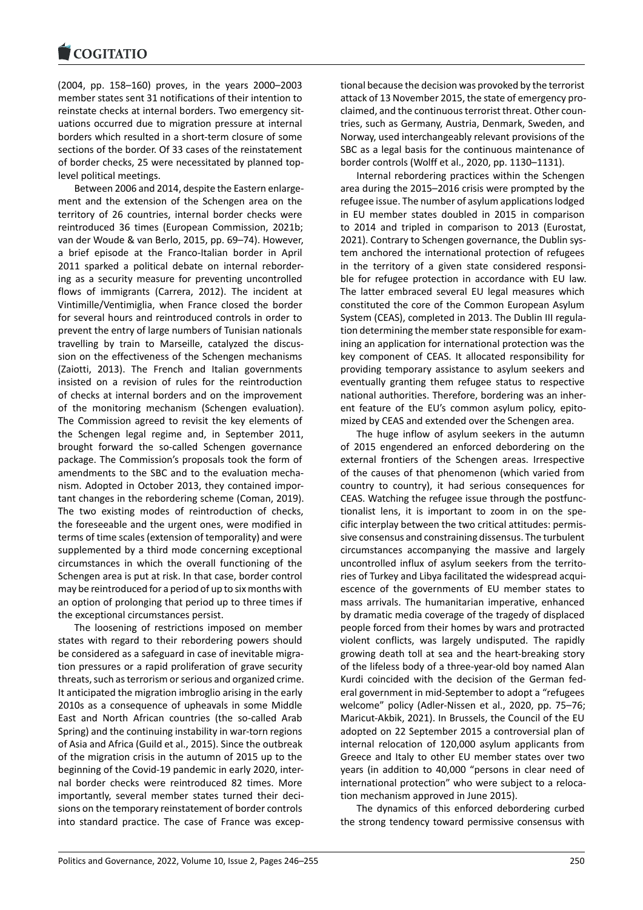(2004, pp. 158–160) proves, in the years 2000–2003 member states sent 31 notifications of their intention to reinstate checks at internal borders. Two emergency situations occurred due to migration pressure at internal borders which resulted in a short-term closure of some sections of the border. Of 33 cases of the reinstatement of border checks, 25 were necessitated by planned top-level political meetings.

Between 2006 and 2014, despite the Eastern enlargement and the extension of the Schengen area on the territory of 26 countries, internal border checks were reintroduced 36 times (European Commission, 2021b; van der Woude & van Berlo, 2015, pp. 69–74). However, a brief episode at the Franco-Italian border in April 2011 sparked a political debate on internal rebordering as a security measure for preventing uncontrolled flows of immigrants (Carrera, 2012). The incident at Vintimille/Ventimiglia, when France closed the border for several hours and reintroduced controls in order to prevent the entry of large numbers of Tunisian nationals travelling by train to Marseille, catalyzed the discussion on the effectiveness of the Schengen mechanisms (Zaiotti, 2013). The French and Italian governments insisted on a revision of rules for the reintroduction of checks at internal borders and on the improvement of the monitoring mechanism (Schengen evaluation). The Commission agreed to revisit the key elements of the Schengen legal regime and, in September 2011, brought forward the so-called Schengen governance package. The Commission's proposals took the form of amendments to the SBC and to the evaluation mechanism. Adopted in October 2013, they contained important changes in the rebordering scheme (Coman, 2019). The two existing modes of reintroduction of checks, the foreseeable and the urgent ones, were modified in terms of time scales (extension of temporality) and were supplemented by a third mode concerning exceptional circumstances in which the overall functioning of the Schengen area is put at risk. In that case, border control may be reintroduced for a period of up to six months with an option of prolonging that period up to three times if the exceptional circumstances persist.

The loosening of restrictions imposed on member states with regard to their rebordering powers should be considered as a safeguard in case of inevitable migration pressures or a rapid proliferation of grave security threats, such as terrorism or serious and organized crime. It anticipated the migration imbroglio arising in the early 2010s as a consequence of upheavals in some Middle East and North African countries (the so-called Arab Spring) and the continuing instability in war-torn regions of Asia and Africa (Guild et al., 2015). Since the outbreak of the migration crisis in the autumn of 2015 up to the beginning of the Covid-19 pandemic in early 2020, internal border checks were reintroduced 82 times. More importantly, several member states turned their decisions on the temporary reinstatement of border controls into standard practice. The case of France was exceptional because the decision was provoked by the terrorist attack of 13 November 2015, the state of emergency proclaimed, and the continuous terrorist threat. Other countries, such as Germany, Austria, Denmark, Sweden, and Norway, used interchangeably relevant provisions of the SBC as a legal basis for the continuous maintenance of border controls (Wolff et al., 2020, pp. 1130–1131).

Internal rebordering practices within the Schengen area during the 2015–2016 crisis were prompted by the refugee issue. The number of asylum applications lodged in EU member states doubled in 2015 in comparison to 2014 and tripled in comparison to 2013 (Eurostat, 2021). Contrary to Schengen governance, the Dublin system anchored the international protection of refugees in the territory of a given state considered responsible for refugee protection in accordance with EU law. The latter embraced several EU legal measures which constituted the core of the Common European Asylum System (CEAS), completed in 2013. The Dublin III regulation determining the member state responsible for examining an application for international protection was the key component of CEAS. It allocated responsibility for providing temporary assistance to asylum seekers and eventually granting them refugee status to respective national authorities. Therefore, bordering was an inherent feature of the EU's common asylum policy, epitomized by CEAS and extended over the Schengen area.

The huge inflow of asylum seekers in the autumn of 2015 engendered an enforced debordering on the external frontiers of the Schengen areas. Irrespective of the causes of that phenomenon (which varied from country to country), it had serious consequences for CEAS. Watching the refugee issue through the postfunctionalist lens, it is important to zoom in on the specific interplay between the two critical attitudes: permissive consensus and constraining dissensus. The turbulent circumstances accompanying the massive and largely uncontrolled influx of asylum seekers from the territories of Turkey and Libya facilitated the widespread acquiescence of the governments of EU member states to mass arrivals. The humanitarian imperative, enhanced by dramatic media coverage of the tragedy of displaced people forced from their homes by wars and protracted violent conflicts, was largely undisputed. The rapidly growing death toll at sea and the heart-breaking story of the lifeless body of a three-year-old boy named Alan Kurdi coincided with the decision of the German federal government in mid-September to adopt a "refugees welcome" policy (Adler-Nissen et al., 2020, pp. 75–76; Maricut-Akbik, 2021). In Brussels, the Council of the EU adopted on 22 September 2015 a controversial plan of internal relocation of 120,000 asylum applicants from Greece and Italy to other EU member states over two years (in addition to 40,000 "persons in clear need of international protection" who were subject to a relocation mechanism approved in June 2015).

The dynamics of this enforced debordering curbed the strong tendency toward permissive consensus with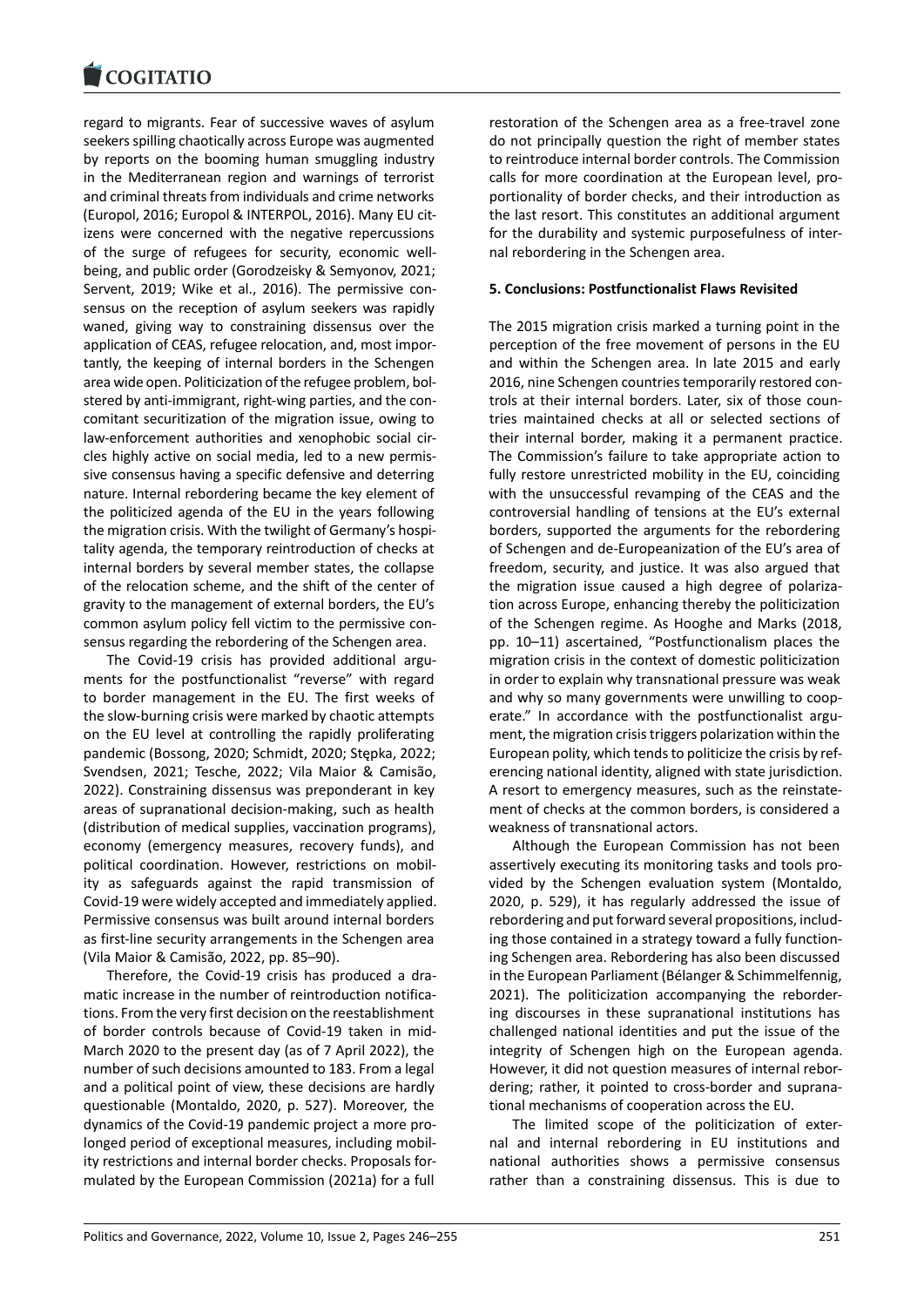regard to migrants. Fear of successive waves of asylum seekers spilling chaotically across Europe was augmented by reports on the booming human smuggling industry in the Mediterranean region and warnings of terrorist and criminal threats from individuals and crime networks (Europol, 2016; Europol & INTERPOL, 2016). Many EU citizens were concerned with the negative repercussions of the surge of refugees for security, economic wellbeing, and public order (Gorodzeisky & Semyonov, 2021; Servent, 2019; Wike et al., 2016). The permissive consensus on the reception of asylum seekers was rapidly waned, giving way to constraining dissensus over the application of CEAS, refugee relocation, and, most importantly, the keeping of internal borders in the Schengen area wide open. Politicization of the refugee problem, bolstered by anti-immigrant, right-wing parties, and the concomitant securitization of the migration issue, owing to law-enforcement authorities and xenophobic social circles highly active on social media, led to a new permissive consensus having a specific defensive and deterring nature. Internal rebordering became the key element of the politicized agenda of the EU in the years following the migration crisis. With the twilight of Germany's hospitality agenda, the temporary reintroduction of checks at internal borders by several member states, the collapse of the relocation scheme, and the shift of the center of gravity to the management of external borders, the EU's common asylum policy fell victim to the permissive consensus regarding the rebordering of the Schengen area.

The Covid-19 crisis has provided additional arguments for the postfunctionalist "reverse" with regard to border management in the EU. The first weeks of the slow-burning crisis were marked by chaotic attempts on the EU level at controlling the rapidly proliferating pandemic (Bossong, 2020; Schmidt, 2020; Stępka, 2022; Svendsen, 2021; Tesche, 2022; Vila Maior & Camisão, 2022). Constraining dissensus was preponderant in key areas of supranational decision-making, such as health (distribution of medical supplies, vaccination programs), economy (emergency measures, recovery funds), and political coordination. However, restrictions on mobility as safeguards against the rapid transmission of Covid-19 were widely accepted and immediately applied. Permissive consensus was built around internal borders as first-line security arrangements in the Schengen area (Vila Maior & Camisão, 2022, pp. 85–90).

Therefore, the Covid-19 crisis has produced a dramatic increase in the number of reintroduction notifications. From the very first decision on the reestablishment of border controls because of Covid-19 taken in mid-March 2020 to the present day (as of 7 April 2022), the number of such decisions amounted to 183. From a legal and a political point of view, these decisions are hardly questionable (Montaldo, 2020, p. 527). Moreover, the dynamics of the Covid-19 pandemic project a more prolonged period of exceptional measures, including mobility restrictions and internal border checks. Proposals formulated by the European Commission (2021a) for a full restoration of the Schengen area as a free-travel zone do not principally question the right of member states to reintroduce internal border controls. The Commission calls for more coordination at the European level, proportionality of border checks, and their introduction as the last resort. This constitutes an additional argument for the durability and systemic purposefulness of internal rebordering in the Schengen area.

## 5. Conclusions: Postfunctionalist Flaws Revisited

The 2015 migration crisis marked a turning point in the perception of the free movement of persons in the EU and within the Schengen area. In late 2015 and early 2016, nine Schengen countries temporarily restored controls at their internal borders. Later, six of those countries maintained checks at all or selected sections of their internal border, making it a permanent practice. The Commission's failure to take appropriate action to fully restore unrestricted mobility in the EU, coinciding with the unsuccessful revamping of the CEAS and the controversial handling of tensions at the EU's external borders, supported the arguments for the rebordering of Schengen and de-Europeanization of the EU's area of freedom, security, and justice. It was also argued that the migration issue caused a high degree of polarization across Europe, enhancing thereby the politicization of the Schengen regime. As Hooghe and Marks (2018, pp. 10–11) ascertained, "Postfunctionalism places the migration crisis in the context of domestic politicization in order to explain why transnational pressure was weak and why so many governments were unwilling to cooperate." In accordance with the postfunctionalist argument, the migration crisis triggers polarization within the European polity, which tends to politicize the crisis by referencing national identity, aligned with state jurisdiction. A resort to emergency measures, such as the reinstatement of checks at the common borders, is considered a weakness of transnational actors.

Although the European Commission has not been assertively executing its monitoring tasks and tools provided by the Schengen evaluation system (Montaldo, 2020, p. 529), it has regularly addressed the issue of rebordering and put forward several propositions, including those contained in a strategy toward a fully functioning Schengen area. Rebordering has also been discussed in the European Parliament (Bélanger & Schimmelfennig, 2021). The politicization accompanying the rebordering discourses in these supranational institutions has challenged national identities and put the issue of the integrity of Schengen high on the European agenda. However, it did not question measures of internal rebordering; rather, it pointed to cross-border and supranational mechanisms of cooperation across the EU.

The limited scope of the politicization of external and internal rebordering in EU institutions and national authorities shows a permissive consensus rather than a constraining dissensus. This is due to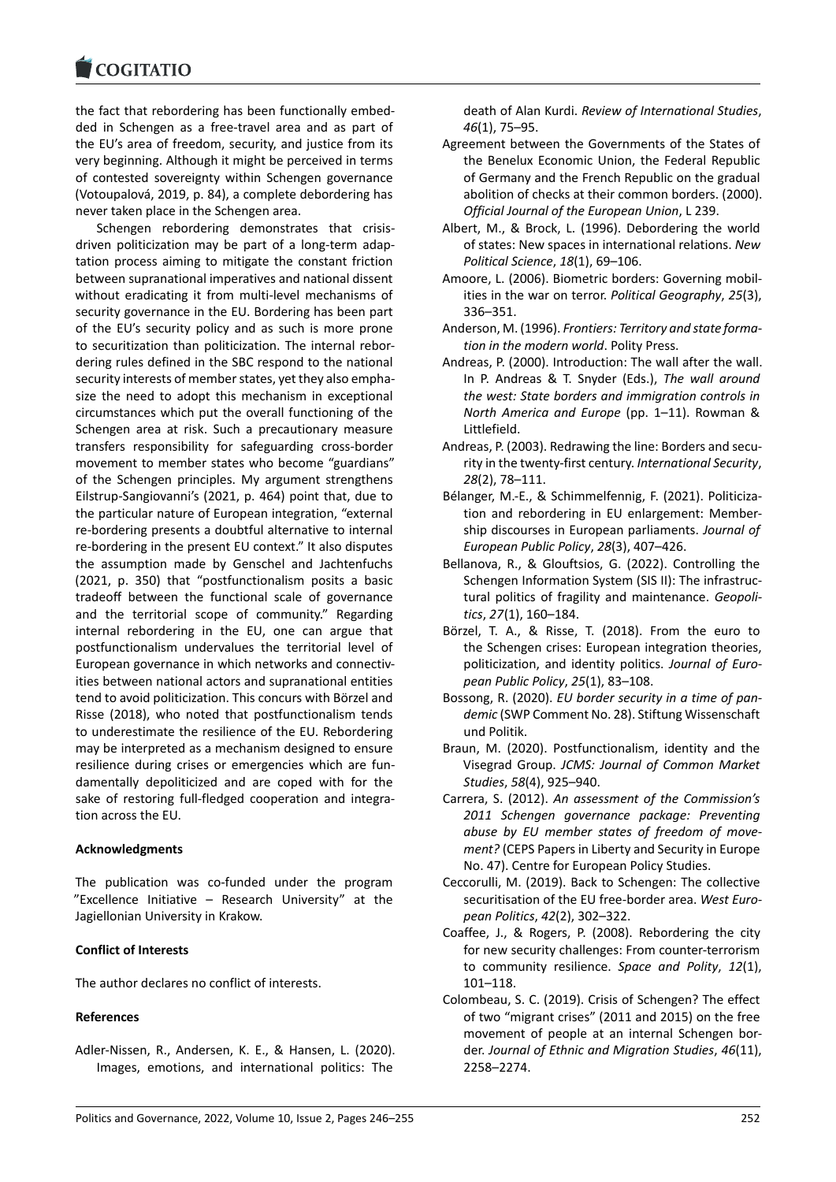the fact that rebordering has been functionally embedded in Schengen as a free-travel area and as part of the EU's area of freedom, security, and justice from its very beginning. Although it might be perceived in terms of contested sovereignty within Schengen governance (Votoupalová, 2019, p. 84), a complete debordering has never taken place in the Schengen area.

Schengen rebordering demonstrates that crisis-driven politicization may be part of a long-term adaptation process aiming to mitigate the constant friction between supranational imperatives and national dissent without eradicating it from multi-level mechanisms of security governance in the EU. Bordering has been part of the EU's security policy and as such is more prone to securitization than politicization. The internal rebordering rules defined in the SBC respond to the national security interests of member states, yet they also emphasize the need to adopt this mechanism in exceptional circumstances which put the overall functioning of the Schengen area at risk. Such a precautionary measure transfers responsibility for safeguarding cross-border movement to member states who become "guardians" of the Schengen principles. My argument strengthens Eilstrup-Sangiovanni's (2021, p. 464) point that, due to the particular nature of European integration, "external re-bordering presents a doubtful alternative to internal re-bordering in the present EU context." It also disputes the assumption made by Genschel and Jachtenfuchs (2021, p. 350) that "postfunctionalism posits a basic tradeoff between the functional scale of governance and the territorial scope of community." Regarding internal rebordering in the EU, one can argue that postfunctionalism undervalues the territorial level of European governance in which networks and connectivities between national actors and supranational entities tend to avoid politicization. This concurs with Börzel and Risse (2018), who noted that postfunctionalism tends to underestimate the resilience of the EU. Rebordering may be interpreted as a mechanism designed to ensure resilience during crises or emergencies which are fundamentally depoliticized and are coped with for the sake of restoring full-fledged cooperation and integration across the EU.

**Acknowledgments**

The publication was co-funded under the program "Excellence Initiative – Research University" at the Jagiellonian University in Krakow.

**Conflict of Interests**

The author declares no conflict of interests.

**References**

Adler-Nissen, R., Andersen, K. E., & Hansen, L. (2020). Images, emotions, and international politics: The death of Alan Kurdi. *Review of International Studies*, *46*(1), 75–95.

Agreement between the Governments of the States of the Benelux Economic Union, the Federal Republic of Germany and the French Republic on the gradual abolition of checks at their common borders. (2000). *Official Journal of the European Union*, L 239.

Albert, M., & Brock, L. (1996). Debordering the world of states: New spaces in international relations. *New Political Science*, *18*(1), 69–106.

Amoore, L. (2006). Biometric borders: Governing mobilities in the war on terror. *Political Geography*, *25*(3), 336–351.

Anderson, M. (1996). *Frontiers: Territory and state formation in the modern world*. Polity Press.

Andreas, P. (2000). Introduction: The wall after the wall. In P. Andreas & T. Snyder (Eds.), *The wall around the west: State borders and immigration controls in North America and Europe* (pp. 1–11). Rowman & Littlefield.

Andreas, P. (2003). Redrawing the line: Borders and security in the twenty-first century. *International Security*, *28*(2), 78–111.

Bélanger, M.-E., & Schimmelfennig, F. (2021). Politicization and rebordering in EU enlargement: Membership discourses in European parliaments. *Journal of European Public Policy*, *28*(3), 407–426.

Bellanova, R., & Glouftsios, G. (2022). Controlling the Schengen Information System (SIS II): The infrastructural politics of fragility and maintenance. *Geopolitics*, *27*(1), 160–184.

Börzel, T. A., & Risse, T. (2018). From the euro to the Schengen crises: European integration theories, politicization, and identity politics. *Journal of European Public Policy*, *25*(1), 83–108.

Bossong, R. (2020). *EU border security in a time of pandemic* (SWP Comment No. 28). Stiftung Wissenschaft und Politik.

Braun, M. (2020). Postfunctionalism, identity and the Visegrad Group. *JCMS: Journal of Common Market Studies*, *58*(4), 925–940.

Carrera, S. (2012). *An assessment of the Commission's 2011 Schengen governance package: Preventing abuse by EU member states of freedom of movement?* (CEPS Papers in Liberty and Security in Europe No. 47). Centre for European Policy Studies.

Ceccorulli, M. (2019). Back to Schengen: The collective securitisation of the EU free-border area. *West European Politics*, *42*(2), 302–322.

Coaffee, J., & Rogers, P. (2008). Rebordering the city for new security challenges: From counter-terrorism to community resilience. *Space and Polity*, *12*(1), 101–118.

Colombeau, S. C. (2019). Crisis of Schengen? The effect of two "migrant crises" (2011 and 2015) on the free movement of people at an internal Schengen border. *Journal of Ethnic and Migration Studies*, *46*(11), 2258–2274.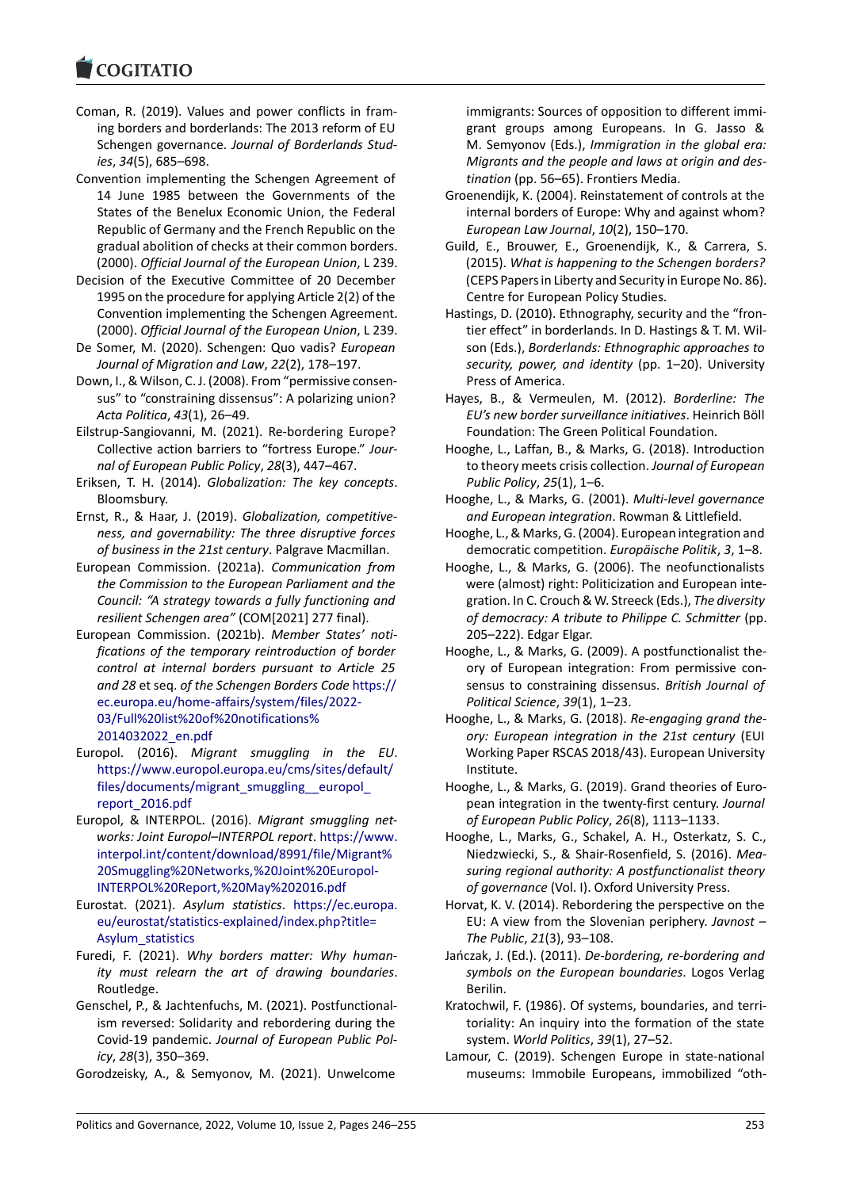Coman, R. (2019). Values and power conflicts in framing borders and borderlands: The 2013 reform of EU Schengen governance. *Journal of Borderlands Studies*, *34*(5), 685–698.

Convention implementing the Schengen Agreement of 14 June 1985 between the Governments of the States of the Benelux Economic Union, the Federal Republic of Germany and the French Republic on the gradual abolition of checks at their common borders. (2000). *Official Journal of the European Union*, L 239.

Decision of the Executive Committee of 20 December 1995 on the procedure for applying Article 2(2) of the Convention implementing the Schengen Agreement. (2000). *Official Journal of the European Union*, L 239.

De Somer, M. (2020). Schengen: Quo vadis? *European Journal of Migration and Law*, *22*(2), 178–197.

Down, I., & Wilson, C. J. (2008). From "permissive consensus" to "constraining dissensus": A polarizing union? *Acta Politica*, *43*(1), 26–49.

Eilstrup-Sangiovanni, M. (2021). Re-bordering Europe? Collective action barriers to "fortress Europe." *Journal of European Public Policy*, *28*(3), 447–467.

Eriksen, T. H. (2014). *Globalization: The key concepts*. Bloomsbury.

Ernst, R., & Haar, J. (2019). *Globalization, competitiveness, and governability: The three disruptive forces of business in the 21st century*. Palgrave Macmillan.

European Commission. (2021a). *Communication from the Commission to the European Parliament and the Council: "A strategy towards a fully functioning and resilient Schengen area"* (COM[2021] 277 final).

European Commission. (2021b). *Member States' notifications of the temporary reintroduction of border control at internal borders pursuant to Article 25 and 28* et seq. *of the Schengen Borders Code* https://ec.europa.eu/home-affairs/system/files/2022-03/Full%20list%20of%20notifications%2014032022_en.pdf

Europol. (2016). *Migrant smuggling in the EU*. https://www.europol.europa.eu/cms/sites/default/files/documents/migrant_smuggling__europol_report_2016.pdf

Europol, & INTERPOL. (2016). *Migrant smuggling networks: Joint Europol–INTERPOL report*. https://www.interpol.int/content/download/8991/file/Migrant%20Smuggling%20Networks,%20Joint%20Europol-INTERPOL%20Report,%20May%202016.pdf

Eurostat. (2021). *Asylum statistics*. https://ec.europa.eu/eurostat/statistics-explained/index.php?title=Asylum_statistics

Furedi, F. (2021). *Why borders matter: Why humanity must relearn the art of drawing boundaries*. Routledge.

Genschel, P., & Jachtenfuchs, M. (2021). Postfunctionalism reversed: Solidarity and rebordering during the Covid-19 pandemic. *Journal of European Public Policy*, *28*(3), 350–369.

Gorodzeisky, A., & Semyonov, M. (2021). Unwelcome immigrants: Sources of opposition to different immigrant groups among Europeans. In G. Jasso & M. Semyonov (Eds.), *Immigration in the global era: Migrants and the people and laws at origin and destination* (pp. 56–65). Frontiers Media.

Groenendijk, K. (2004). Reinstatement of controls at the internal borders of Europe: Why and against whom? *European Law Journal*, *10*(2), 150–170.

Guild, E., Brouwer, E., Groenendijk, K., & Carrera, S. (2015). *What is happening to the Schengen borders?* (CEPS Papers in Liberty and Security in Europe No. 86). Centre for European Policy Studies.

Hastings, D. (2010). Ethnography, security and the "frontier effect" in borderlands. In D. Hastings & T. M. Wilson (Eds.), *Borderlands: Ethnographic approaches to security, power, and identity* (pp. 1–20). University Press of America.

Hayes, B., & Vermeulen, M. (2012). *Borderline: The EU's new border surveillance initiatives*. Heinrich Böll Foundation: The Green Political Foundation.

Hooghe, L., Laffan, B., & Marks, G. (2018). Introduction to theory meets crisis collection. *Journal of European Public Policy*, *25*(1), 1–6.

Hooghe, L., & Marks, G. (2001). *Multi-level governance and European integration*. Rowman & Littlefield.

Hooghe, L., & Marks, G. (2004). European integration and democratic competition. *Europäische Politik*, *3*, 1–8.

Hooghe, L., & Marks, G. (2006). The neofunctionalists were (almost) right: Politicization and European integration. In C. Crouch & W. Streeck (Eds.), *The diversity of democracy: A tribute to Philippe C. Schmitter* (pp. 205–222). Edgar Elgar.

Hooghe, L., & Marks, G. (2009). A postfunctionalist theory of European integration: From permissive consensus to constraining dissensus. *British Journal of Political Science*, *39*(1), 1–23.

Hooghe, L., & Marks, G. (2018). *Re-engaging grand theory: European integration in the 21st century* (EUI Working Paper RSCAS 2018/43). European University Institute.

Hooghe, L., & Marks, G. (2019). Grand theories of European integration in the twenty-first century. *Journal of European Public Policy*, *26*(8), 1113–1133.

Hooghe, L., Marks, G., Schakel, A. H., Osterkatz, S. C., Niedzwiecki, S., & Shair-Rosenfield, S. (2016). *Measuring regional authority: A postfunctionalist theory of governance* (Vol. I). Oxford University Press.

Horvat, K. V. (2014). Rebordering the perspective on the EU: A view from the Slovenian periphery. *Javnost – The Public*, *21*(3), 93–108.

Jańczak, J. (Ed.). (2011). *De-bordering, re-bordering and symbols on the European boundaries*. Logos Verlag Berilin.

Kratochwil, F. (1986). Of systems, boundaries, and territoriality: An inquiry into the formation of the state system. *World Politics*, *39*(1), 27–52.

Lamour, C. (2019). Schengen Europe in state-national museums: Immobile Europeans, immobilized "oth-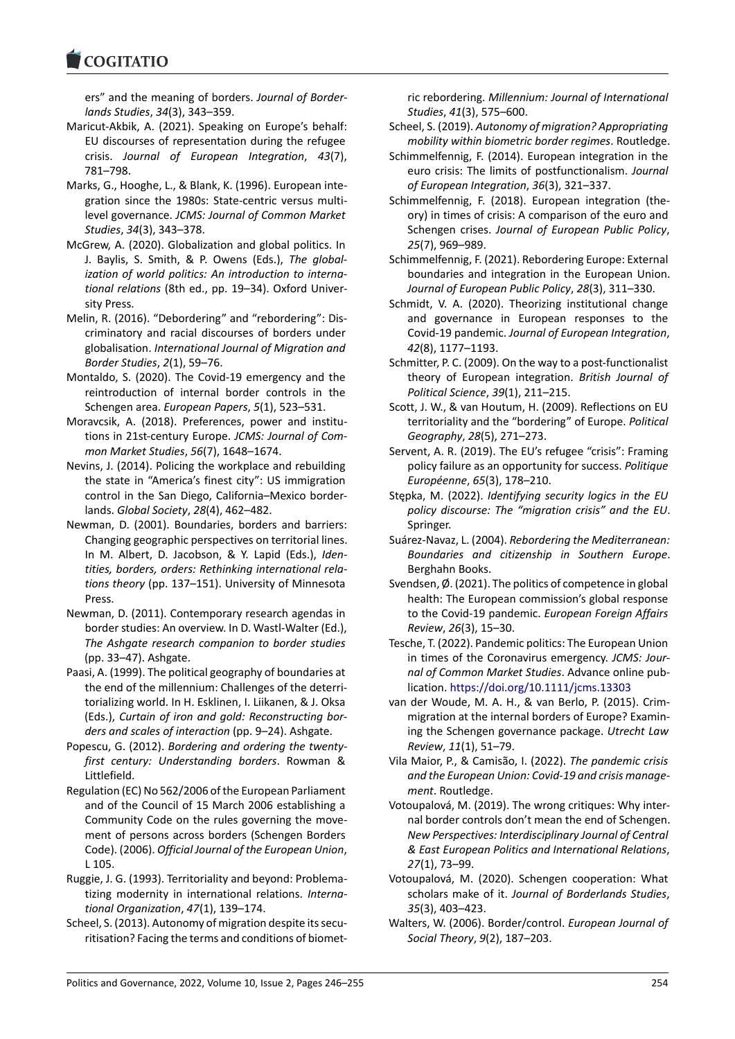ers" and the meaning of borders. *Journal of Borderlands Studies*, *34*(3), 343–359.

Maricut-Akbik, A. (2021). Speaking on Europe's behalf: EU discourses of representation during the refugee crisis. *Journal of European Integration*, *43*(7), 781–798.

Marks, G., Hooghe, L., & Blank, K. (1996). European integration since the 1980s: State-centric versus multi-level governance. *JCMS: Journal of Common Market Studies*, *34*(3), 343–378.

McGrew, A. (2020). Globalization and global politics. In J. Baylis, S. Smith, & P. Owens (Eds.), *The globalization of world politics: An introduction to international relations* (8th ed., pp. 19–34). Oxford University Press.

Melin, R. (2016). "Debordering" and "rebordering": Discriminatory and racial discourses of borders under globalisation. *International Journal of Migration and Border Studies*, *2*(1), 59–76.

Montaldo, S. (2020). The Covid-19 emergency and the reintroduction of internal border controls in the Schengen area. *European Papers*, *5*(1), 523–531.

Moravcsik, A. (2018). Preferences, power and institutions in 21st-century Europe. *JCMS: Journal of Common Market Studies*, *56*(7), 1648–1674.

Nevins, J. (2014). Policing the workplace and rebuilding the state in "America's finest city": US immigration control in the San Diego, California–Mexico borderlands. *Global Society*, *28*(4), 462–482.

Newman, D. (2001). Boundaries, borders and barriers: Changing geographic perspectives on territorial lines. In M. Albert, D. Jacobson, & Y. Lapid (Eds.), *Identities, borders, orders: Rethinking international relations theory* (pp. 137–151). University of Minnesota Press.

Newman, D. (2011). Contemporary research agendas in border studies: An overview. In D. Wastl-Walter (Ed.), *The Ashgate research companion to border studies* (pp. 33–47). Ashgate.

Paasi, A. (1999). The political geography of boundaries at the end of the millennium: Challenges of the deterritorializing world. In H. Esklinen, I. Liikanen, & J. Oksa (Eds.), *Curtain of iron and gold: Reconstructing borders and scales of interaction* (pp. 9–24). Ashgate.

Popescu, G. (2012). *Bordering and ordering the twenty-first century: Understanding borders*. Rowman & Littlefield.

Regulation (EC) No 562/2006 of the European Parliament and of the Council of 15 March 2006 establishing a Community Code on the rules governing the movement of persons across borders (Schengen Borders Code). (2006). *Official Journal of the European Union*, L 105.

Ruggie, J. G. (1993). Territoriality and beyond: Problematizing modernity in international relations. *International Organization*, *47*(1), 139–174.

Scheel, S. (2013). Autonomy of migration despite its securitisation? Facing the terms and conditions of biometric rebordering. *Millennium: Journal of International Studies*, *41*(3), 575–600.

Scheel, S. (2019). *Autonomy of migration? Appropriating mobility within biometric border regimes*. Routledge.

Schimmelfennig, F. (2014). European integration in the euro crisis: The limits of postfunctionalism. *Journal of European Integration*, *36*(3), 321–337.

Schimmelfennig, F. (2018). European integration (theory) in times of crisis: A comparison of the euro and Schengen crises. *Journal of European Public Policy*, *25*(7), 969–989.

Schimmelfennig, F. (2021). Rebordering Europe: External boundaries and integration in the European Union. *Journal of European Public Policy*, *28*(3), 311–330.

Schmidt, V. A. (2020). Theorizing institutional change and governance in European responses to the Covid-19 pandemic. *Journal of European Integration*, *42*(8), 1177–1193.

Schmitter, P. C. (2009). On the way to a post-functionalist theory of European integration. *British Journal of Political Science*, *39*(1), 211–215.

Scott, J. W., & van Houtum, H. (2009). Reflections on EU territoriality and the "bordering" of Europe. *Political Geography*, *28*(5), 271–273.

Servent, A. R. (2019). The EU's refugee "crisis": Framing policy failure as an opportunity for success. *Politique Européenne*, *65*(3), 178–210.

Stępka, M. (2022). *Identifying security logics in the EU policy discourse: The "migration crisis" and the EU*. Springer.

Suárez-Navaz, L. (2004). *Rebordering the Mediterranean: Boundaries and citizenship in Southern Europe*. Berghahn Books.

Svendsen, Ø. (2021). The politics of competence in global health: The European commission's global response to the Covid-19 pandemic. *European Foreign Affairs Review*, *26*(3), 15–30.

Tesche, T. (2022). Pandemic politics: The European Union in times of the Coronavirus emergency. *JCMS: Journal of Common Market Studies*. Advance online publication. https://doi.org/10.1111/jcms.13303

van der Woude, M. A. H., & van Berlo, P. (2015). Crimmigration at the internal borders of Europe? Examining the Schengen governance package. *Utrecht Law Review*, *11*(1), 51–79.

Vila Maior, P., & Camisão, I. (2022). *The pandemic crisis and the European Union: Covid-19 and crisis management*. Routledge.

Votoupalová, M. (2019). The wrong critiques: Why internal border controls don't mean the end of Schengen. *New Perspectives: Interdisciplinary Journal of Central & East European Politics and International Relations*, *27*(1), 73–99.

Votoupalová, M. (2020). Schengen cooperation: What scholars make of it. *Journal of Borderlands Studies*, *35*(3), 403–423.

Walters, W. (2006). Border/control. *European Journal of Social Theory*, *9*(2), 187–203.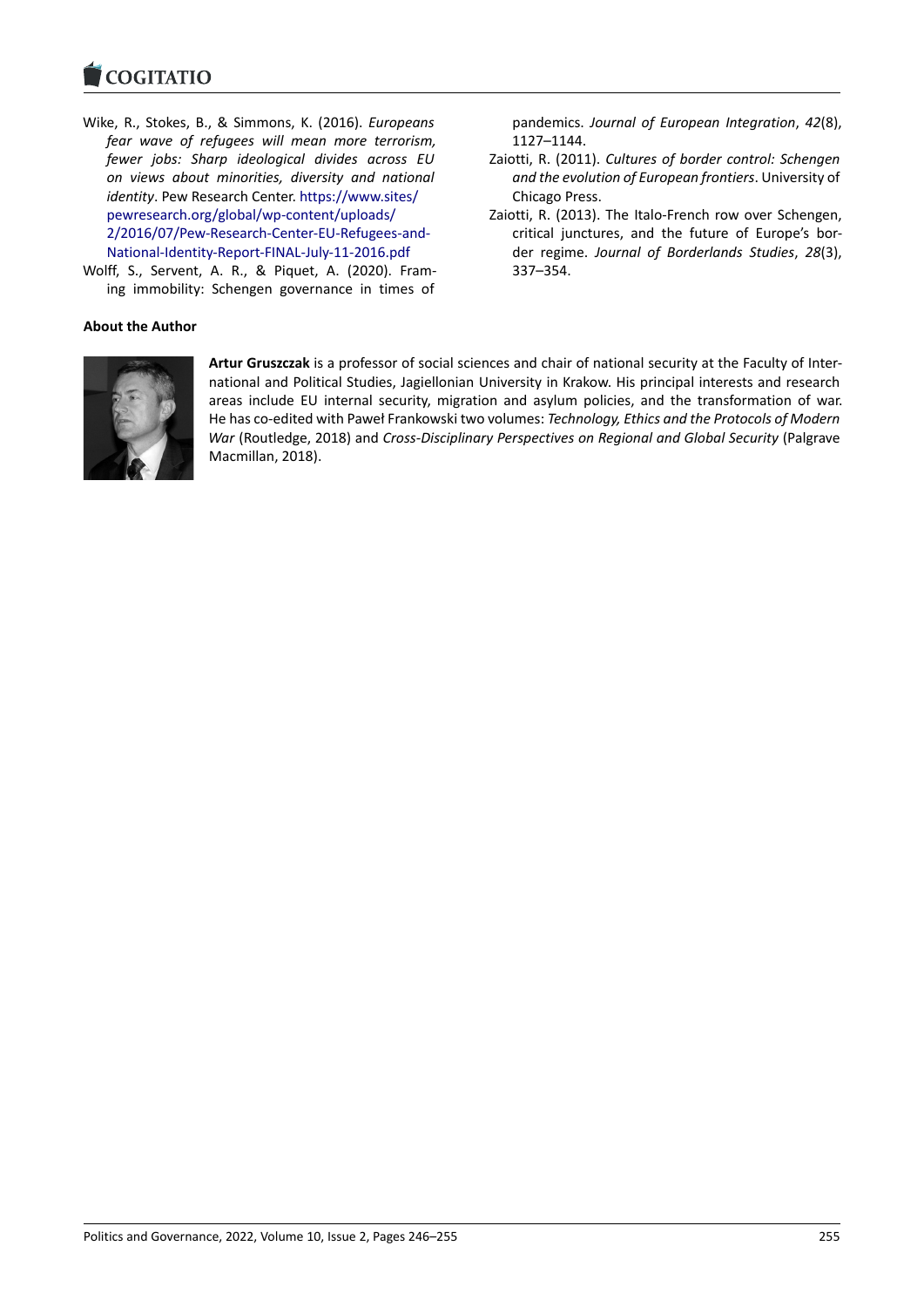Wike, R., Stokes, B., & Simmons, K. (2016). *Europeans fear wave of refugees will mean more terrorism, fewer jobs: Sharp ideological divides across EU on views about minorities, diversity and national identity*. Pew Research Center. https://www.sites/pewresearch.org/global/wp-content/uploads/2/2016/07/Pew-Research-Center-EU-Refugees-and-National-Identity-Report-FINAL-July-11-2016.pdf

Wolff, S., Servent, A. R., & Piquet, A. (2020). Framing immobility: Schengen governance in times of pandemics. *Journal of European Integration*, *42*(8), 1127–1144.

Zaiotti, R. (2011). *Cultures of border control: Schengen and the evolution of European frontiers*. University of Chicago Press.

Zaiotti, R. (2013). The Italo-French row over Schengen, critical junctures, and the future of Europe's border regime. *Journal of Borderlands Studies*, *28*(3), 337–354.

**About the Author**

**Artur Gruszczak** is a professor of social sciences and chair of national security at the Faculty of International and Political Studies, Jagiellonian University in Krakow. His principal interests and research areas include EU internal security, migration and asylum policies, and the transformation of war. He has co-edited with Paweł Frankowski two volumes: *Technology, Ethics and the Protocols of Modern War* (Routledge, 2018) and *Cross-Disciplinary Perspectives on Regional and Global Security* (Palgrave Macmillan, 2018).